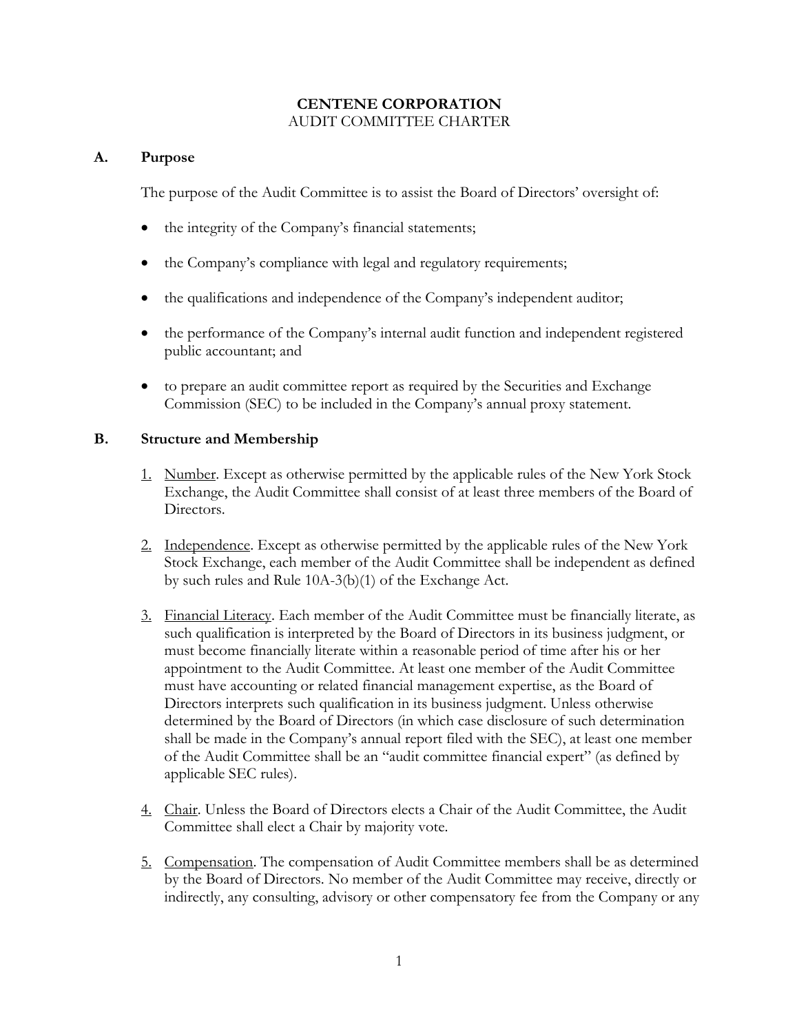# CENTENE CORPORATION

AUDIT COMMITTEE CHARTER

## A. Purpose

The purpose of the Audit Committee is to assist the Board of Directors' oversight of:

- the integrity of the Company's financial statements;
- the Company's compliance with legal and regulatory requirements;
- the qualifications and independence of the Company's independent auditor;
- the performance of the Company's internal audit function and independent registered public accountant; and
- to prepare an audit committee report as required by the Securities and Exchange Commission (SEC) to be included in the Company's annual proxy statement.

## B. Structure and Membership

1. Number. Except as otherwise permitted by the applicable rules of the New York Stock Exchange, the Audit Committee shall consist of at least three members of the Board of Directors.

2. Independence. Except as otherwise permitted by the applicable rules of the New York Stock Exchange, each member of the Audit Committee shall be independent as defined by such rules and Rule 10A-3(b)(1) of the Exchange Act.

3. Financial Literacy. Each member of the Audit Committee must be financially literate, as such qualification is interpreted by the Board of Directors in its business judgment, or must become financially literate within a reasonable period of time after his or her appointment to the Audit Committee. At least one member of the Audit Committee must have accounting or related financial management expertise, as the Board of Directors interprets such qualification in its business judgment. Unless otherwise determined by the Board of Directors (in which case disclosure of such determination shall be made in the Company's annual report filed with the SEC), at least one member of the Audit Committee shall be an "audit committee financial expert" (as defined by applicable SEC rules).

4. Chair. Unless the Board of Directors elects a Chair of the Audit Committee, the Audit Committee shall elect a Chair by majority vote.

5. Compensation. The compensation of Audit Committee members shall be as determined by the Board of Directors. No member of the Audit Committee may receive, directly or indirectly, any consulting, advisory or other compensatory fee from the Company or any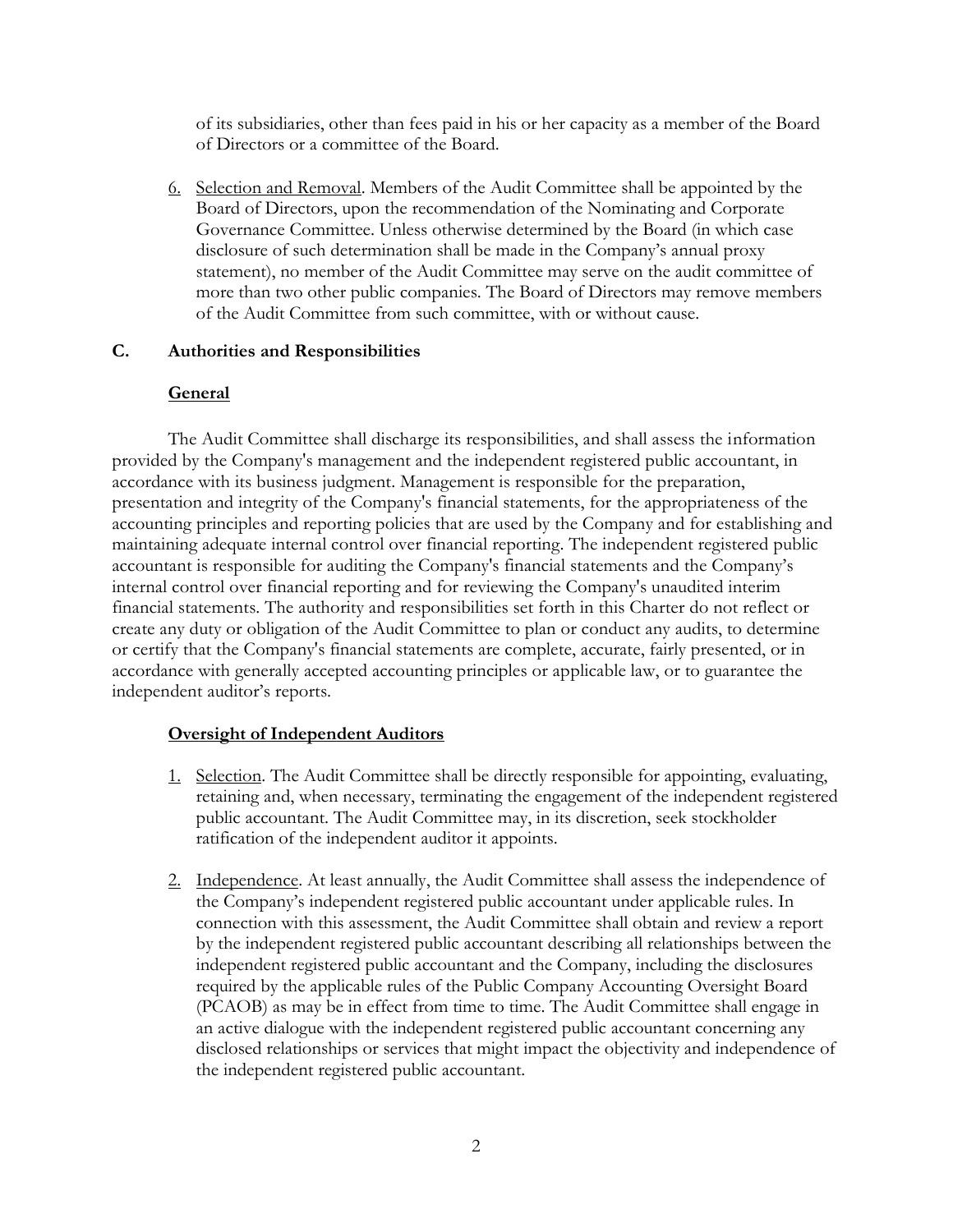of its subsidiaries, other than fees paid in his or her capacity as a member of the Board of Directors or a committee of the Board.

6. Selection and Removal. Members of the Audit Committee shall be appointed by the Board of Directors, upon the recommendation of the Nominating and Corporate Governance Committee. Unless otherwise determined by the Board (in which case disclosure of such determination shall be made in the Company's annual proxy statement), no member of the Audit Committee may serve on the audit committee of more than two other public companies. The Board of Directors may remove members of the Audit Committee from such committee, with or without cause.

## C. Authorities and Responsibilities

### General

The Audit Committee shall discharge its responsibilities, and shall assess the information provided by the Company's management and the independent registered public accountant, in accordance with its business judgment. Management is responsible for the preparation, presentation and integrity of the Company's financial statements, for the appropriateness of the accounting principles and reporting policies that are used by the Company and for establishing and maintaining adequate internal control over financial reporting. The independent registered public accountant is responsible for auditing the Company's financial statements and the Company's internal control over financial reporting and for reviewing the Company's unaudited interim financial statements. The authority and responsibilities set forth in this Charter do not reflect or create any duty or obligation of the Audit Committee to plan or conduct any audits, to determine or certify that the Company's financial statements are complete, accurate, fairly presented, or in accordance with generally accepted accounting principles or applicable law, or to guarantee the independent auditor's reports.

### Oversight of Independent Auditors

1. Selection. The Audit Committee shall be directly responsible for appointing, evaluating, retaining and, when necessary, terminating the engagement of the independent registered public accountant. The Audit Committee may, in its discretion, seek stockholder ratification of the independent auditor it appoints.

2. Independence. At least annually, the Audit Committee shall assess the independence of the Company's independent registered public accountant under applicable rules. In connection with this assessment, the Audit Committee shall obtain and review a report by the independent registered public accountant describing all relationships between the independent registered public accountant and the Company, including the disclosures required by the applicable rules of the Public Company Accounting Oversight Board (PCAOB) as may be in effect from time to time. The Audit Committee shall engage in an active dialogue with the independent registered public accountant concerning any disclosed relationships or services that might impact the objectivity and independence of the independent registered public accountant.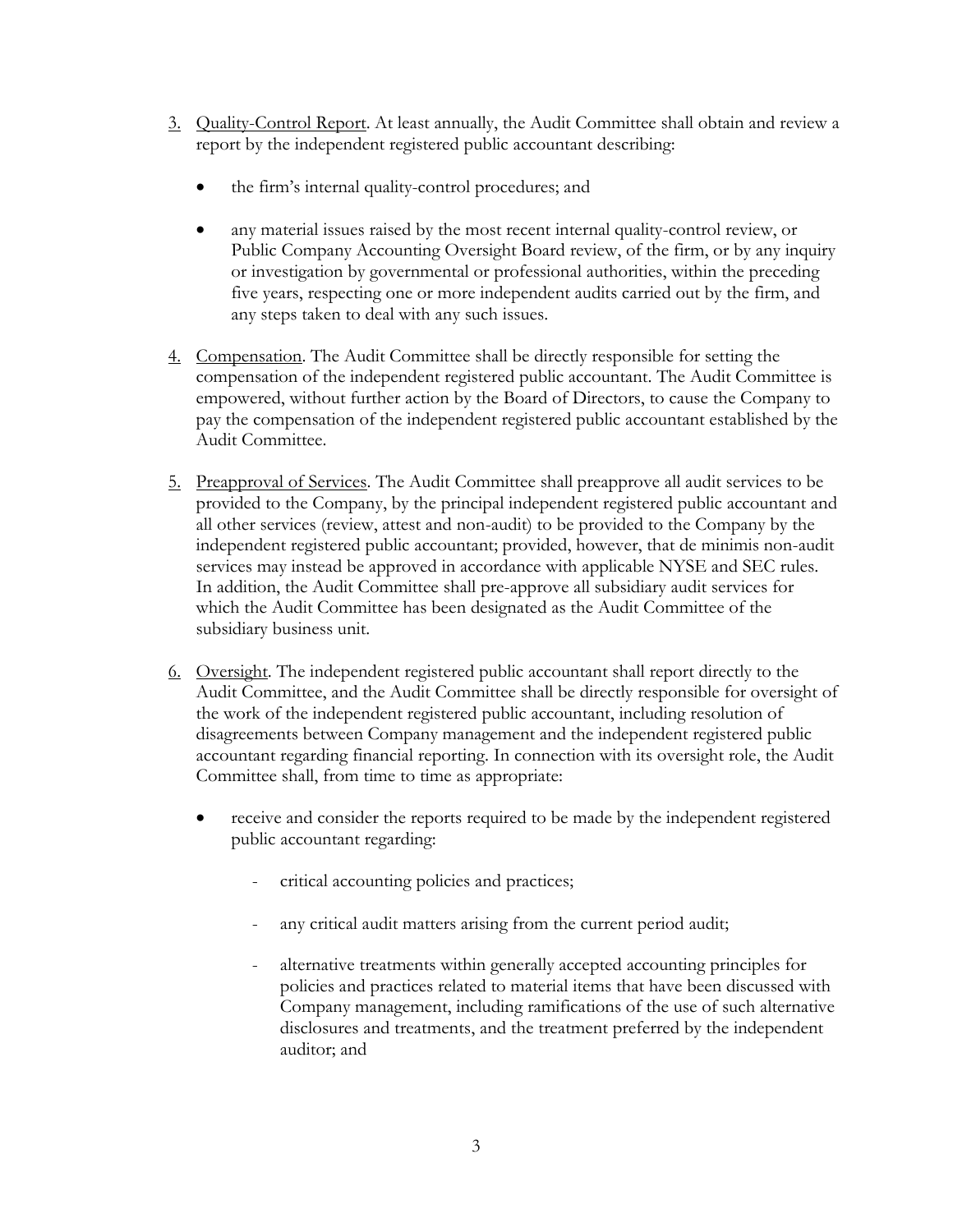3. <u>Quality-Control Report</u>. At least annually, the Audit Committee shall obtain and review a report by the independent registered public accountant describing:

   - the firm's internal quality-control procedures; and

   - any material issues raised by the most recent internal quality-control review, or Public Company Accounting Oversight Board review, of the firm, or by any inquiry or investigation by governmental or professional authorities, within the preceding five years, respecting one or more independent audits carried out by the firm, and any steps taken to deal with any such issues.

4. <u>Compensation</u>. The Audit Committee shall be directly responsible for setting the compensation of the independent registered public accountant. The Audit Committee is empowered, without further action by the Board of Directors, to cause the Company to pay the compensation of the independent registered public accountant established by the Audit Committee.

5. <u>Preapproval of Services</u>. The Audit Committee shall preapprove all audit services to be provided to the Company, by the principal independent registered public accountant and all other services (review, attest and non-audit) to be provided to the Company by the independent registered public accountant; provided, however, that de minimis non-audit services may instead be approved in accordance with applicable NYSE and SEC rules. In addition, the Audit Committee shall pre-approve all subsidiary audit services for which the Audit Committee has been designated as the Audit Committee of the subsidiary business unit.

6. <u>Oversight</u>. The independent registered public accountant shall report directly to the Audit Committee, and the Audit Committee shall be directly responsible for oversight of the work of the independent registered public accountant, including resolution of disagreements between Company management and the independent registered public accountant regarding financial reporting. In connection with its oversight role, the Audit Committee shall, from time to time as appropriate:

   - receive and consider the reports required to be made by the independent registered public accountant regarding:

     - critical accounting policies and practices;

     - any critical audit matters arising from the current period audit;

     - alternative treatments within generally accepted accounting principles for policies and practices related to material items that have been discussed with Company management, including ramifications of the use of such alternative disclosures and treatments, and the treatment preferred by the independent auditor; and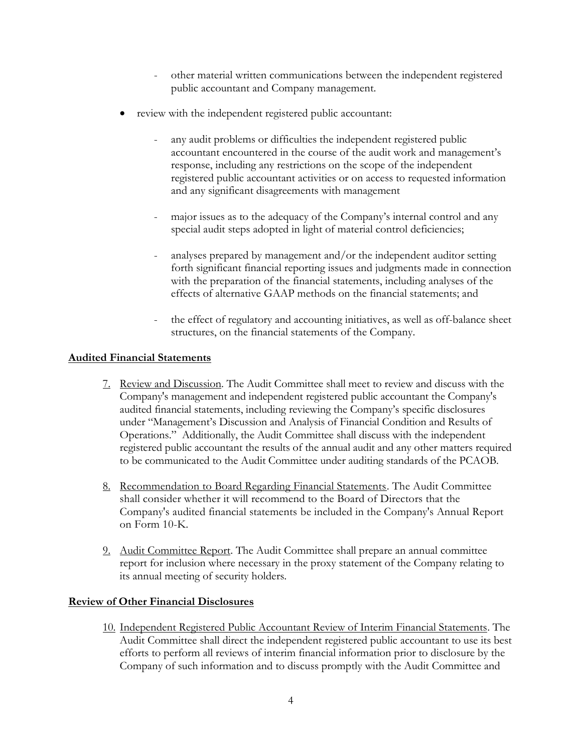- other material written communications between the independent registered public accountant and Company management.

- review with the independent registered public accountant:
  - any audit problems or difficulties the independent registered public accountant encountered in the course of the audit work and management's response, including any restrictions on the scope of the independent registered public accountant activities or on access to requested information and any significant disagreements with management
  - major issues as to the adequacy of the Company's internal control and any special audit steps adopted in light of material control deficiencies;
  - analyses prepared by management and/or the independent auditor setting forth significant financial reporting issues and judgments made in connection with the preparation of the financial statements, including analyses of the effects of alternative GAAP methods on the financial statements; and
  - the effect of regulatory and accounting initiatives, as well as off-balance sheet structures, on the financial statements of the Company.

**<u>Audited Financial Statements</u>**

7. <u>Review and Discussion</u>. The Audit Committee shall meet to review and discuss with the Company's management and independent registered public accountant the Company's audited financial statements, including reviewing the Company's specific disclosures under "Management's Discussion and Analysis of Financial Condition and Results of Operations." Additionally, the Audit Committee shall discuss with the independent registered public accountant the results of the annual audit and any other matters required to be communicated to the Audit Committee under auditing standards of the PCAOB.

8. <u>Recommendation to Board Regarding Financial Statements</u>. The Audit Committee shall consider whether it will recommend to the Board of Directors that the Company's audited financial statements be included in the Company's Annual Report on Form 10-K.

9. <u>Audit Committee Report</u>. The Audit Committee shall prepare an annual committee report for inclusion where necessary in the proxy statement of the Company relating to its annual meeting of security holders.

**<u>Review of Other Financial Disclosures</u>**

10. <u>Independent Registered Public Accountant Review of Interim Financial Statements</u>. The Audit Committee shall direct the independent registered public accountant to use its best efforts to perform all reviews of interim financial information prior to disclosure by the Company of such information and to discuss promptly with the Audit Committee and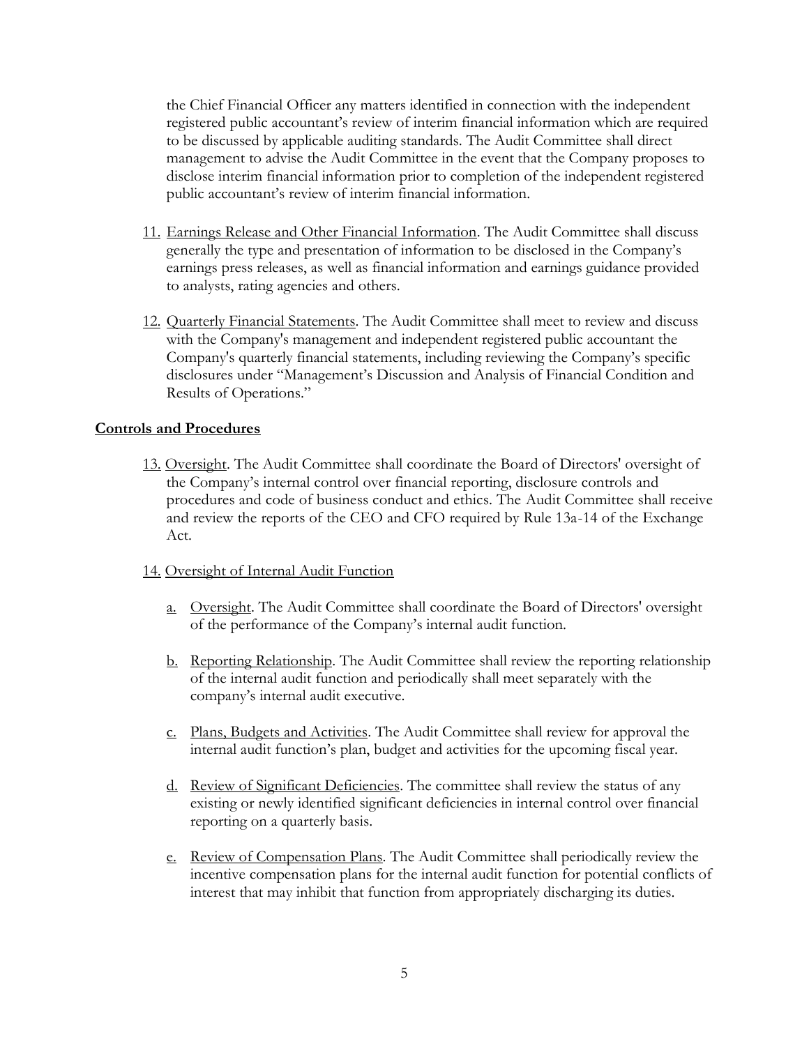the Chief Financial Officer any matters identified in connection with the independent registered public accountant's review of interim financial information which are required to be discussed by applicable auditing standards. The Audit Committee shall direct management to advise the Audit Committee in the event that the Company proposes to disclose interim financial information prior to completion of the independent registered public accountant's review of interim financial information.

11. Earnings Release and Other Financial Information. The Audit Committee shall discuss generally the type and presentation of information to be disclosed in the Company's earnings press releases, as well as financial information and earnings guidance provided to analysts, rating agencies and others.

12. Quarterly Financial Statements. The Audit Committee shall meet to review and discuss with the Company's management and independent registered public accountant the Company's quarterly financial statements, including reviewing the Company's specific disclosures under "Management's Discussion and Analysis of Financial Condition and Results of Operations."

**Controls and Procedures**

13. Oversight. The Audit Committee shall coordinate the Board of Directors' oversight of the Company's internal control over financial reporting, disclosure controls and procedures and code of business conduct and ethics. The Audit Committee shall receive and review the reports of the CEO and CFO required by Rule 13a-14 of the Exchange Act.

14. Oversight of Internal Audit Function

    a. Oversight. The Audit Committee shall coordinate the Board of Directors' oversight of the performance of the Company's internal audit function.

    b. Reporting Relationship. The Audit Committee shall review the reporting relationship of the internal audit function and periodically shall meet separately with the company's internal audit executive.

    c. Plans, Budgets and Activities. The Audit Committee shall review for approval the internal audit function's plan, budget and activities for the upcoming fiscal year.

    d. Review of Significant Deficiencies. The committee shall review the status of any existing or newly identified significant deficiencies in internal control over financial reporting on a quarterly basis.

    e. Review of Compensation Plans. The Audit Committee shall periodically review the incentive compensation plans for the internal audit function for potential conflicts of interest that may inhibit that function from appropriately discharging its duties.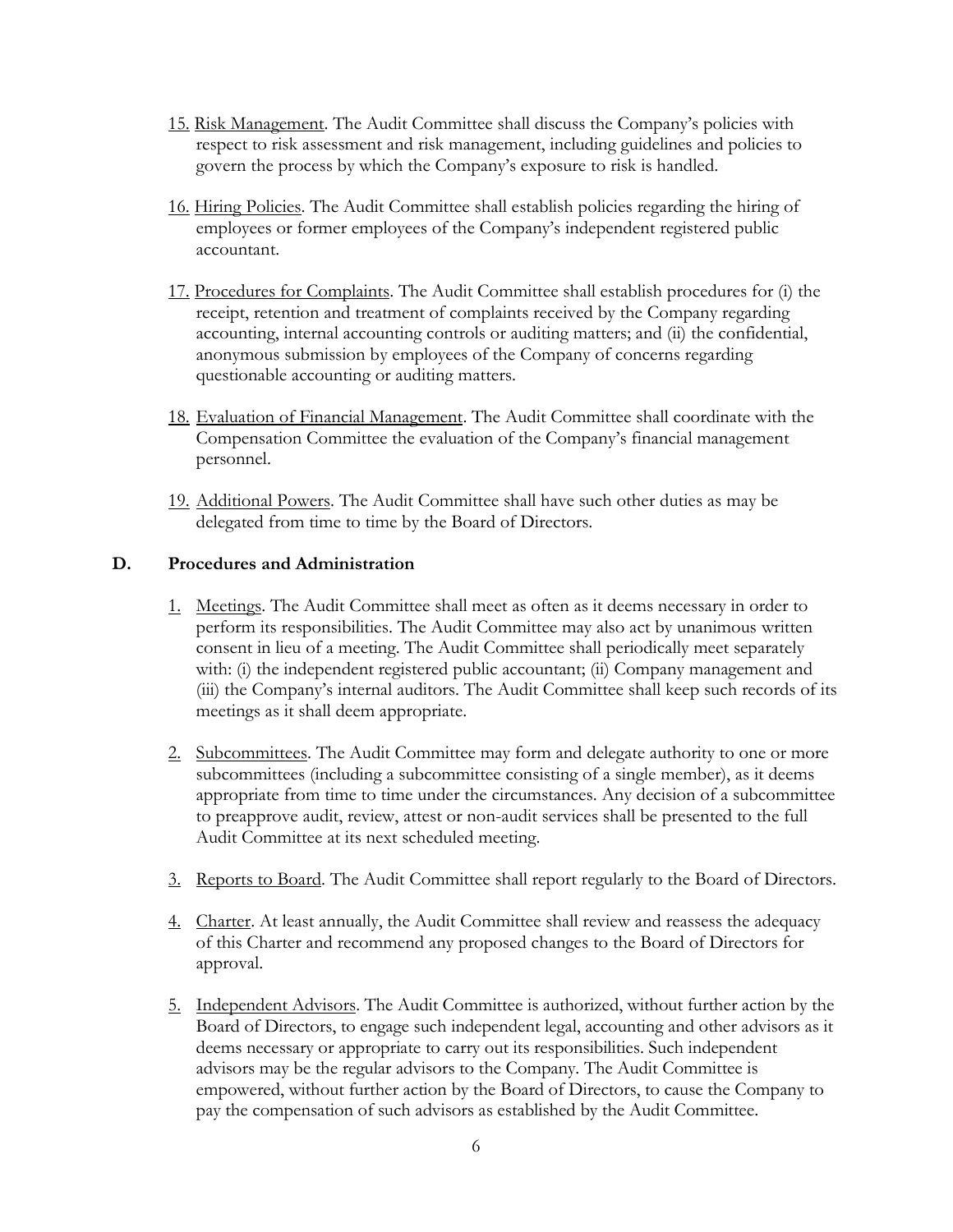15. Risk Management. The Audit Committee shall discuss the Company's policies with respect to risk assessment and risk management, including guidelines and policies to govern the process by which the Company's exposure to risk is handled.

16. Hiring Policies. The Audit Committee shall establish policies regarding the hiring of employees or former employees of the Company's independent registered public accountant.

17. Procedures for Complaints. The Audit Committee shall establish procedures for (i) the receipt, retention and treatment of complaints received by the Company regarding accounting, internal accounting controls or auditing matters; and (ii) the confidential, anonymous submission by employees of the Company of concerns regarding questionable accounting or auditing matters.

18. Evaluation of Financial Management. The Audit Committee shall coordinate with the Compensation Committee the evaluation of the Company's financial management personnel.

19. Additional Powers. The Audit Committee shall have such other duties as may be delegated from time to time by the Board of Directors.

## D. Procedures and Administration

1. Meetings. The Audit Committee shall meet as often as it deems necessary in order to perform its responsibilities. The Audit Committee may also act by unanimous written consent in lieu of a meeting. The Audit Committee shall periodically meet separately with: (i) the independent registered public accountant; (ii) Company management and (iii) the Company's internal auditors. The Audit Committee shall keep such records of its meetings as it shall deem appropriate.

2. Subcommittees. The Audit Committee may form and delegate authority to one or more subcommittees (including a subcommittee consisting of a single member), as it deems appropriate from time to time under the circumstances. Any decision of a subcommittee to preapprove audit, review, attest or non-audit services shall be presented to the full Audit Committee at its next scheduled meeting.

3. Reports to Board. The Audit Committee shall report regularly to the Board of Directors.

4. Charter. At least annually, the Audit Committee shall review and reassess the adequacy of this Charter and recommend any proposed changes to the Board of Directors for approval.

5. Independent Advisors. The Audit Committee is authorized, without further action by the Board of Directors, to engage such independent legal, accounting and other advisors as it deems necessary or appropriate to carry out its responsibilities. Such independent advisors may be the regular advisors to the Company. The Audit Committee is empowered, without further action by the Board of Directors, to cause the Company to pay the compensation of such advisors as established by the Audit Committee.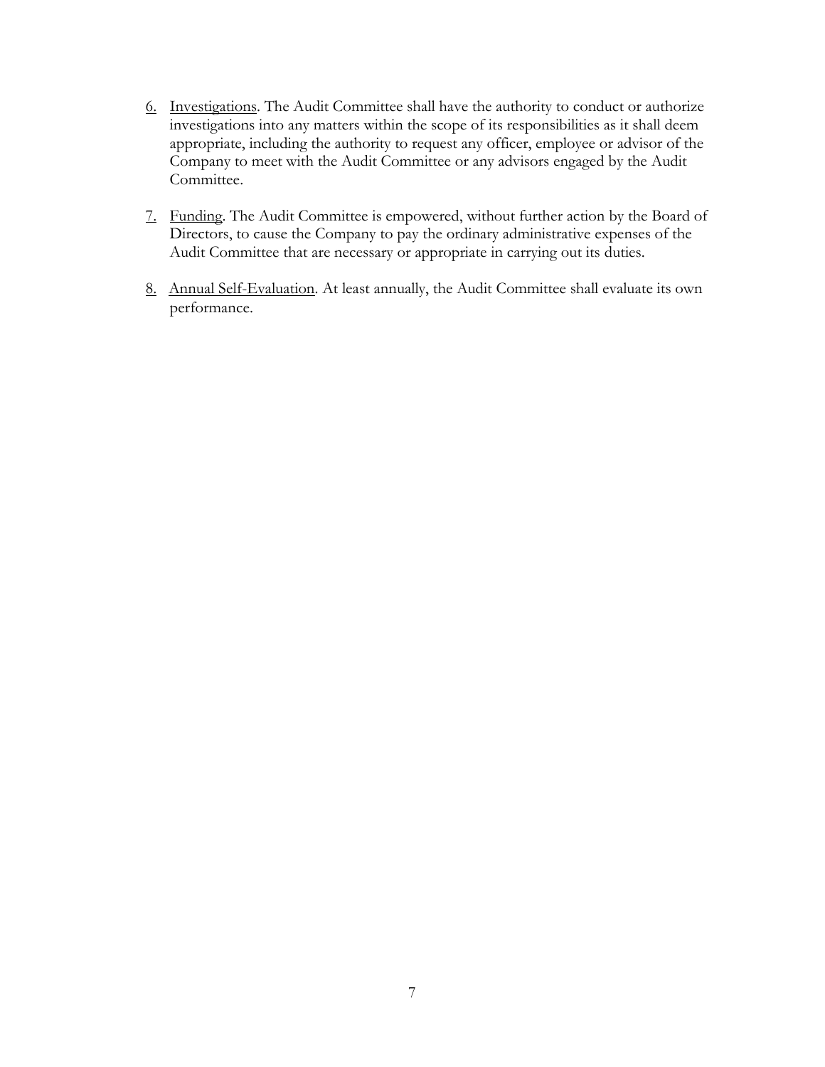6. <u>Investigations</u>. The Audit Committee shall have the authority to conduct or authorize investigations into any matters within the scope of its responsibilities as it shall deem appropriate, including the authority to request any officer, employee or advisor of the Company to meet with the Audit Committee or any advisors engaged by the Audit Committee.

7. <u>Funding</u>. The Audit Committee is empowered, without further action by the Board of Directors, to cause the Company to pay the ordinary administrative expenses of the Audit Committee that are necessary or appropriate in carrying out its duties.

8. <u>Annual Self-Evaluation</u>. At least annually, the Audit Committee shall evaluate its own performance.